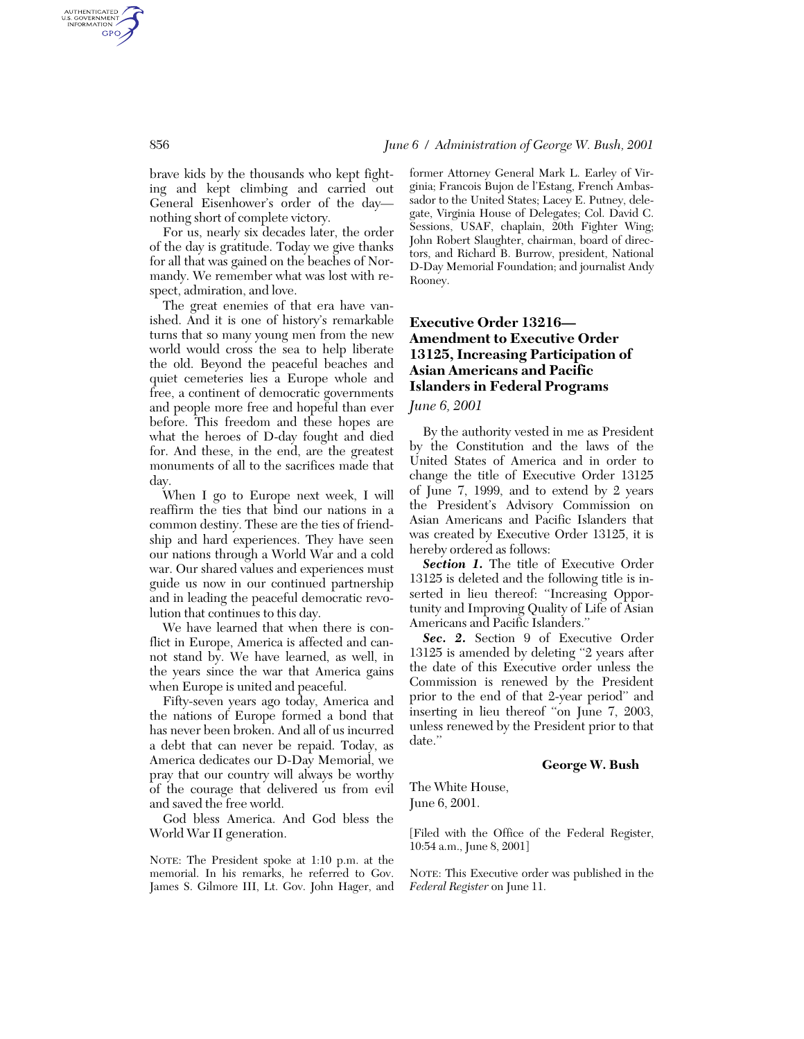brave kids by the thousands who kept fighting and kept climbing and carried out General Eisenhower's order of the day—nothing short of complete victory.

For us, nearly six decades later, the order of the day is gratitude. Today we give thanks for all that was gained on the beaches of Normandy. We remember what was lost with respect, admiration, and love.

The great enemies of that era have vanished. And it is one of history's remarkable turns that so many young men from the new world would cross the sea to help liberate the old. Beyond the peaceful beaches and quiet cemeteries lies a Europe whole and free, a continent of democratic governments and people more free and hopeful than ever before. This freedom and these hopes are what the heroes of D-day fought and died for. And these, in the end, are the greatest monuments of all to the sacrifices made that day.

When I go to Europe next week, I will reaffirm the ties that bind our nations in a common destiny. These are the ties of friendship and hard experiences. They have seen our nations through a World War and a cold war. Our shared values and experiences must guide us now in our continued partnership and in leading the peaceful democratic revolution that continues to this day.

We have learned that when there is conflict in Europe, America is affected and cannot stand by. We have learned, as well, in the years since the war that America gains when Europe is united and peaceful.

Fifty-seven years ago today, America and the nations of Europe formed a bond that has never been broken. And all of us incurred a debt that can never be repaid. Today, as America dedicates our D-Day Memorial, we pray that our country will always be worthy of the courage that delivered us from evil and saved the free world.

God bless America. And God bless the World War II generation.

NOTE: The President spoke at 1:10 p.m. at the memorial. In his remarks, he referred to Gov. James S. Gilmore III, Lt. Gov. John Hager, and former Attorney General Mark L. Earley of Virginia; Francois Bujon de l'Estang, French Ambassador to the United States; Lacey E. Putney, delegate, Virginia House of Delegates; Col. David C. Sessions, USAF, chaplain, 20th Fighter Wing; John Robert Slaughter, chairman, board of directors, and Richard B. Burrow, president, National D-Day Memorial Foundation; and journalist Andy Rooney.

## Executive Order 13216—Amendment to Executive Order 13125, Increasing Participation of Asian Americans and Pacific Islanders in Federal Programs

*June 6, 2001*

By the authority vested in me as President by the Constitution and the laws of the United States of America and in order to change the title of Executive Order 13125 of June 7, 1999, and to extend by 2 years the President's Advisory Commission on Asian Americans and Pacific Islanders that was created by Executive Order 13125, it is hereby ordered as follows:

***Section 1.*** The title of Executive Order 13125 is deleted and the following title is inserted in lieu thereof: "Increasing Opportunity and Improving Quality of Life of Asian Americans and Pacific Islanders."

***Sec. 2.*** Section 9 of Executive Order 13125 is amended by deleting "2 years after the date of this Executive order unless the Commission is renewed by the President prior to the end of that 2-year period" and inserting in lieu thereof "on June 7, 2003, unless renewed by the President prior to that date."

**George W. Bush**

The White House,
June 6, 2001.

[Filed with the Office of the Federal Register, 10:54 a.m., June 8, 2001]

NOTE: This Executive order was published in the *Federal Register* on June 11.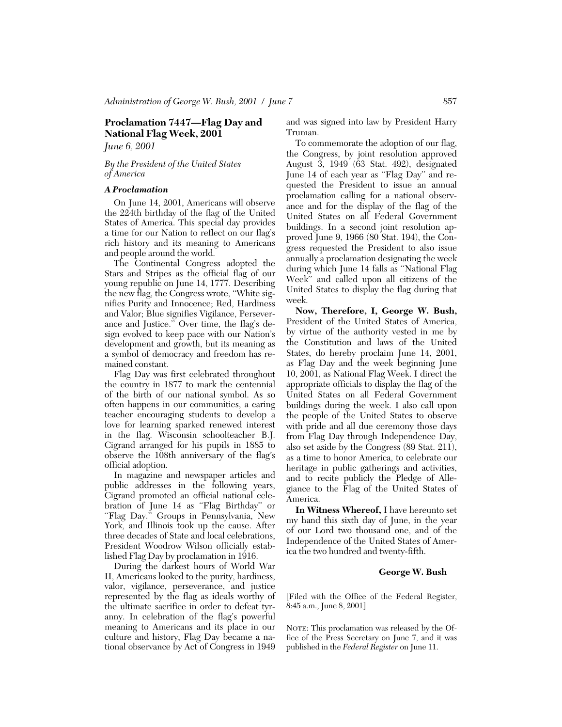## Proclamation 7447—Flag Day and National Flag Week, 2001

*June 6, 2001*

*By the President of the United States of America*

***A Proclamation***

On June 14, 2001, Americans will observe the 224th birthday of the flag of the United States of America. This special day provides a time for our Nation to reflect on our flag's rich history and its meaning to Americans and people around the world.

The Continental Congress adopted the Stars and Stripes as the official flag of our young republic on June 14, 1777. Describing the new flag, the Congress wrote, "White signifies Purity and Innocence; Red, Hardiness and Valor; Blue signifies Vigilance, Perseverance and Justice." Over time, the flag's design evolved to keep pace with our Nation's development and growth, but its meaning as a symbol of democracy and freedom has remained constant.

Flag Day was first celebrated throughout the country in 1877 to mark the centennial of the birth of our national symbol. As so often happens in our communities, a caring teacher encouraging students to develop a love for learning sparked renewed interest in the flag. Wisconsin schoolteacher B.J. Cigrand arranged for his pupils in 1885 to observe the 108th anniversary of the flag's official adoption.

In magazine and newspaper articles and public addresses in the following years, Cigrand promoted an official national celebration of June 14 as "Flag Birthday" or "Flag Day." Groups in Pennsylvania, New York, and Illinois took up the cause. After three decades of State and local celebrations, President Woodrow Wilson officially established Flag Day by proclamation in 1916.

During the darkest hours of World War II, Americans looked to the purity, hardiness, valor, vigilance, perseverance, and justice represented by the flag as ideals worthy of the ultimate sacrifice in order to defeat tyranny. In celebration of the flag's powerful meaning to Americans and its place in our culture and history, Flag Day became a national observance by Act of Congress in 1949 and was signed into law by President Harry Truman.

To commemorate the adoption of our flag, the Congress, by joint resolution approved August 3, 1949 (63 Stat. 492), designated June 14 of each year as "Flag Day" and requested the President to issue an annual proclamation calling for a national observance and for the display of the flag of the United States on all Federal Government buildings. In a second joint resolution approved June 9, 1966 (80 Stat. 194), the Congress requested the President to also issue annually a proclamation designating the week during which June 14 falls as "National Flag Week" and called upon all citizens of the United States to display the flag during that week.

**Now, Therefore, I, George W. Bush,** President of the United States of America, by virtue of the authority vested in me by the Constitution and laws of the United States, do hereby proclaim June 14, 2001, as Flag Day and the week beginning June 10, 2001, as National Flag Week. I direct the appropriate officials to display the flag of the United States on all Federal Government buildings during the week. I also call upon the people of the United States to observe with pride and all due ceremony those days from Flag Day through Independence Day, also set aside by the Congress (89 Stat. 211), as a time to honor America, to celebrate our heritage in public gatherings and activities, and to recite publicly the Pledge of Allegiance to the Flag of the United States of America.

**In Witness Whereof,** I have hereunto set my hand this sixth day of June, in the year of our Lord two thousand one, and of the Independence of the United States of America the two hundred and twenty-fifth.

**George W. Bush**

[Filed with the Office of the Federal Register, 8:45 a.m., June 8, 2001]

NOTE: This proclamation was released by the Office of the Press Secretary on June 7, and it was published in the *Federal Register* on June 11.